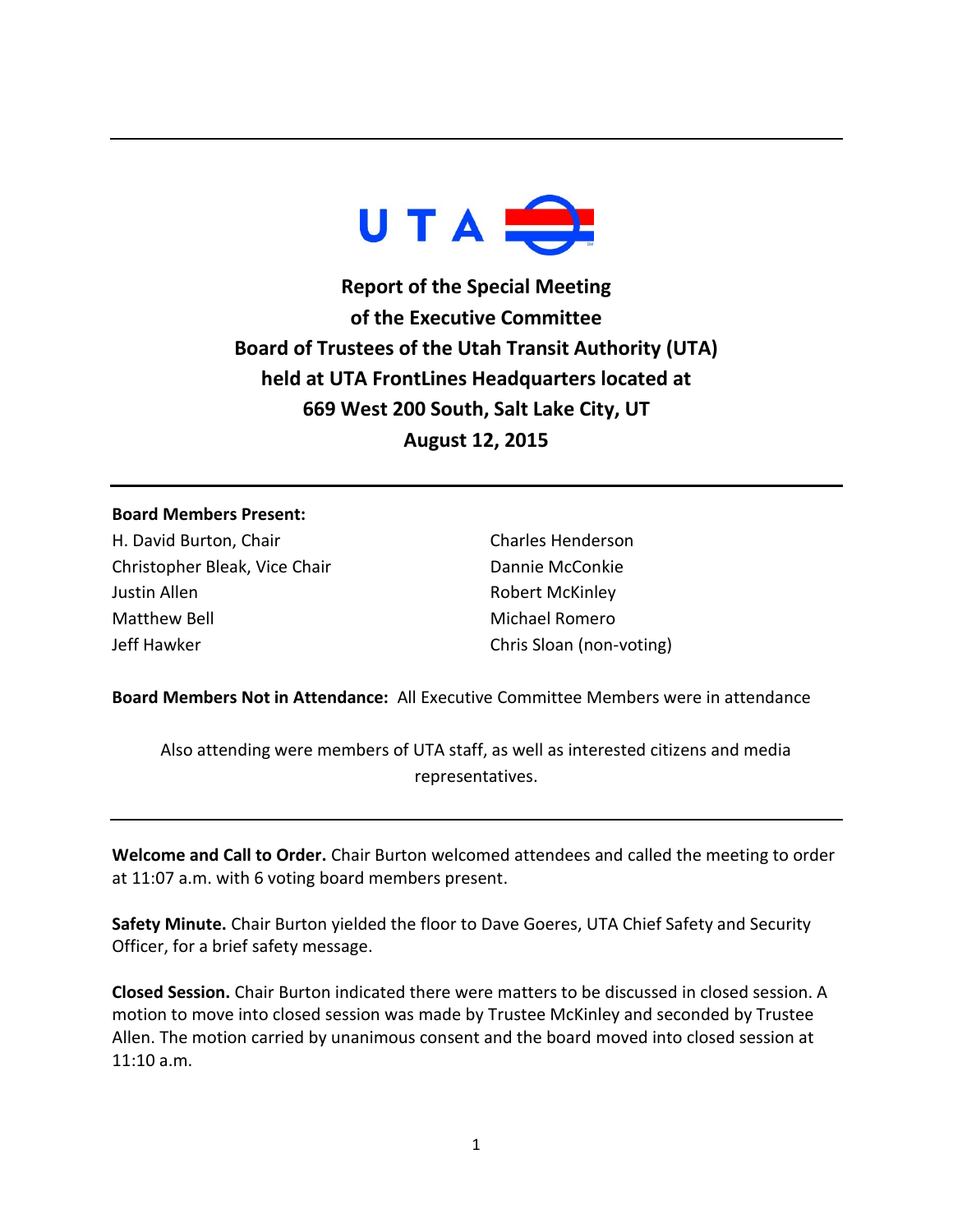UTA

# Report of the Special Meeting of the Executive Committee Board of Trustees of the Utah Transit Authority (UTA) held at UTA FrontLines Headquarters located at 669 West 200 South, Salt Lake City, UT August 12, 2015

**Board Members Present:**

H. David Burton, Chair
Christopher Bleak, Vice Chair
Justin Allen
Matthew Bell
Jeff Hawker
Charles Henderson
Dannie McConkie
Robert McKinley
Michael Romero
Chris Sloan (non-voting)

**Board Members Not in Attendance:** All Executive Committee Members were in attendance

Also attending were members of UTA staff, as well as interested citizens and media representatives.

**Welcome and Call to Order.** Chair Burton welcomed attendees and called the meeting to order at 11:07 a.m. with 6 voting board members present.

**Safety Minute.** Chair Burton yielded the floor to Dave Goeres, UTA Chief Safety and Security Officer, for a brief safety message.

**Closed Session.** Chair Burton indicated there were matters to be discussed in closed session. A motion to move into closed session was made by Trustee McKinley and seconded by Trustee Allen. The motion carried by unanimous consent and the board moved into closed session at 11:10 a.m.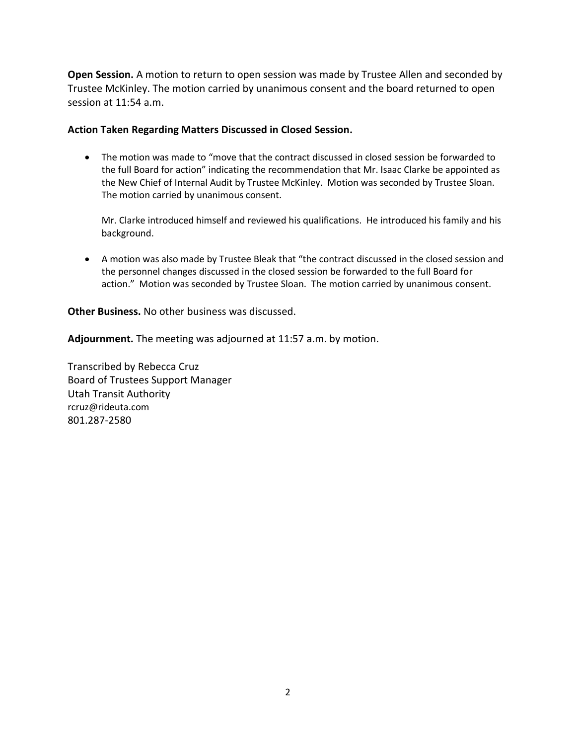**Open Session.** A motion to return to open session was made by Trustee Allen and seconded by Trustee McKinley. The motion carried by unanimous consent and the board returned to open session at 11:54 a.m.

**Action Taken Regarding Matters Discussed in Closed Session.**

- The motion was made to "move that the contract discussed in closed session be forwarded to the full Board for action" indicating the recommendation that Mr. Isaac Clarke be appointed as the New Chief of Internal Audit by Trustee McKinley. Motion was seconded by Trustee Sloan. The motion carried by unanimous consent.

  Mr. Clarke introduced himself and reviewed his qualifications. He introduced his family and his background.

- A motion was also made by Trustee Bleak that "the contract discussed in the closed session and the personnel changes discussed in the closed session be forwarded to the full Board for action." Motion was seconded by Trustee Sloan. The motion carried by unanimous consent.

**Other Business.** No other business was discussed.

**Adjournment.** The meeting was adjourned at 11:57 a.m. by motion.

Transcribed by Rebecca Cruz
Board of Trustees Support Manager
Utah Transit Authority
rcruz@rideuta.com
801.287-2580